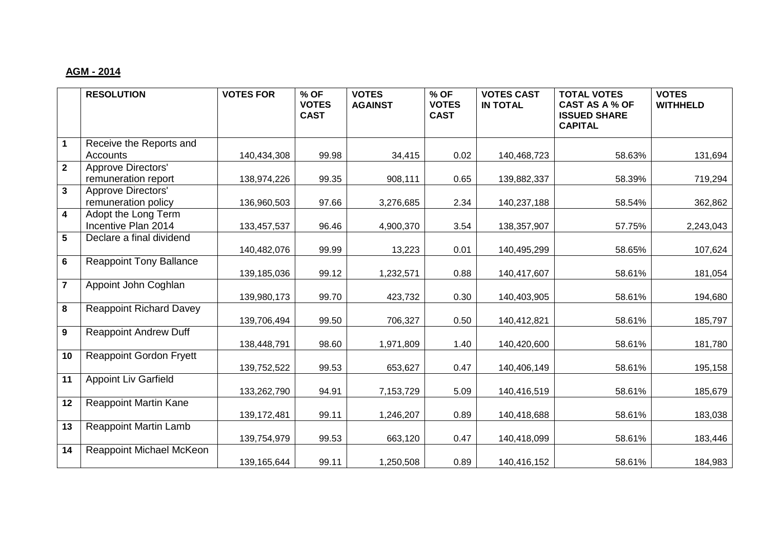**AGM - 2014**

| | RESOLUTION | VOTES FOR | % OF VOTES CAST | VOTES AGAINST | % OF VOTES CAST | VOTES CAST IN TOTAL | TOTAL VOTES CAST AS A % OF ISSUED SHARE CAPITAL | VOTES WITHHELD |
|---|---|---|---|---|---|---|---|---|
| 1 | Receive the Reports and Accounts | 140,434,308 | 99.98 | 34,415 | 0.02 | 140,468,723 | 58.63% | 131,694 |
| 2 | Approve Directors' remuneration report | 138,974,226 | 99.35 | 908,111 | 0.65 | 139,882,337 | 58.39% | 719,294 |
| 3 | Approve Directors' remuneration policy | 136,960,503 | 97.66 | 3,276,685 | 2.34 | 140,237,188 | 58.54% | 362,862 |
| 4 | Adopt the Long Term Incentive Plan 2014 | 133,457,537 | 96.46 | 4,900,370 | 3.54 | 138,357,907 | 57.75% | 2,243,043 |
| 5 | Declare a final dividend | 140,482,076 | 99.99 | 13,223 | 0.01 | 140,495,299 | 58.65% | 107,624 |
| 6 | Reappoint Tony Ballance | 139,185,036 | 99.12 | 1,232,571 | 0.88 | 140,417,607 | 58.61% | 181,054 |
| 7 | Appoint John Coghlan | 139,980,173 | 99.70 | 423,732 | 0.30 | 140,403,905 | 58.61% | 194,680 |
| 8 | Reappoint Richard Davey | 139,706,494 | 99.50 | 706,327 | 0.50 | 140,412,821 | 58.61% | 185,797 |
| 9 | Reappoint Andrew Duff | 138,448,791 | 98.60 | 1,971,809 | 1.40 | 140,420,600 | 58.61% | 181,780 |
| 10 | Reappoint Gordon Fryett | 139,752,522 | 99.53 | 653,627 | 0.47 | 140,406,149 | 58.61% | 195,158 |
| 11 | Appoint Liv Garfield | 133,262,790 | 94.91 | 7,153,729 | 5.09 | 140,416,519 | 58.61% | 185,679 |
| 12 | Reappoint Martin Kane | 139,172,481 | 99.11 | 1,246,207 | 0.89 | 140,418,688 | 58.61% | 183,038 |
| 13 | Reappoint Martin Lamb | 139,754,979 | 99.53 | 663,120 | 0.47 | 140,418,099 | 58.61% | 183,446 |
| 14 | Reappoint Michael McKeon | 139,165,644 | 99.11 | 1,250,508 | 0.89 | 140,416,152 | 58.61% | 184,983 |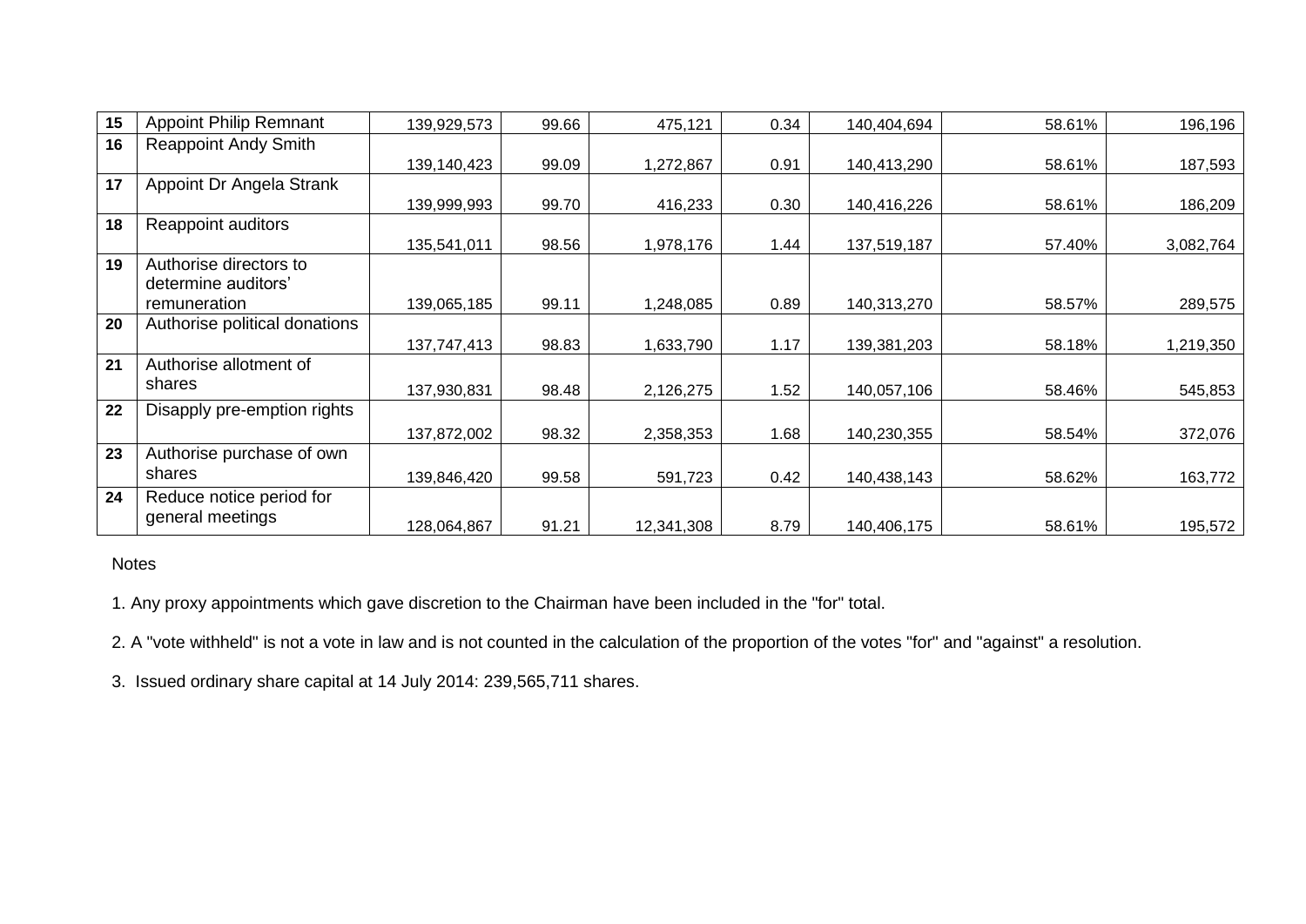| | | | | | | | | |
|---|---|---|---|---|---|---|---|---|
| 15 | Appoint Philip Remnant | 139,929,573 | 99.66 | 475,121 | 0.34 | 140,404,694 | 58.61% | 196,196 |
| 16 | Reappoint Andy Smith | 139,140,423 | 99.09 | 1,272,867 | 0.91 | 140,413,290 | 58.61% | 187,593 |
| 17 | Appoint Dr Angela Strank | 139,999,993 | 99.70 | 416,233 | 0.30 | 140,416,226 | 58.61% | 186,209 |
| 18 | Reappoint auditors | 135,541,011 | 98.56 | 1,978,176 | 1.44 | 137,519,187 | 57.40% | 3,082,764 |
| 19 | Authorise directors to determine auditors' remuneration | 139,065,185 | 99.11 | 1,248,085 | 0.89 | 140,313,270 | 58.57% | 289,575 |
| 20 | Authorise political donations | 137,747,413 | 98.83 | 1,633,790 | 1.17 | 139,381,203 | 58.18% | 1,219,350 |
| 21 | Authorise allotment of shares | 137,930,831 | 98.48 | 2,126,275 | 1.52 | 140,057,106 | 58.46% | 545,853 |
| 22 | Disapply pre-emption rights | 137,872,002 | 98.32 | 2,358,353 | 1.68 | 140,230,355 | 58.54% | 372,076 |
| 23 | Authorise purchase of own shares | 139,846,420 | 99.58 | 591,723 | 0.42 | 140,438,143 | 58.62% | 163,772 |
| 24 | Reduce notice period for general meetings | 128,064,867 | 91.21 | 12,341,308 | 8.79 | 140,406,175 | 58.61% | 195,572 |

Notes

1. Any proxy appointments which gave discretion to the Chairman have been included in the "for" total.

2. A "vote withheld" is not a vote in law and is not counted in the calculation of the proportion of the votes "for" and "against" a resolution.

3. Issued ordinary share capital at 14 July 2014: 239,565,711 shares.